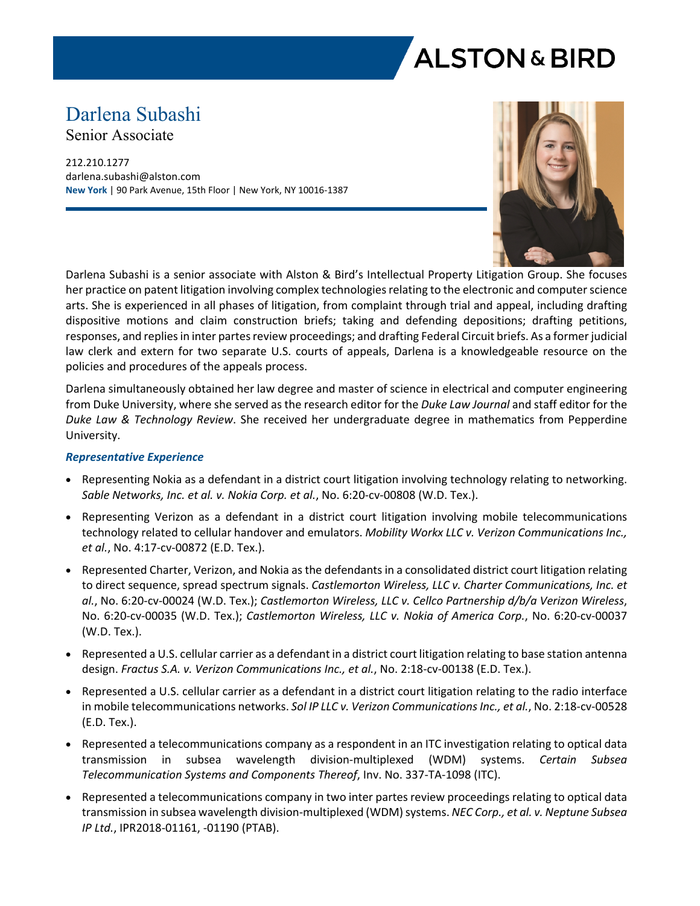# Darlena Subashi

Senior Associate

212.210.1277
darlena.subashi@alston.com
**New York** | 90 Park Avenue, 15th Floor | New York, NY 10016-1387

Darlena Subashi is a senior associate with Alston & Bird's Intellectual Property Litigation Group. She focuses her practice on patent litigation involving complex technologies relating to the electronic and computer science arts. She is experienced in all phases of litigation, from complaint through trial and appeal, including drafting dispositive motions and claim construction briefs; taking and defending depositions; drafting petitions, responses, and replies in inter partes review proceedings; and drafting Federal Circuit briefs. As a former judicial law clerk and extern for two separate U.S. courts of appeals, Darlena is a knowledgeable resource on the policies and procedures of the appeals process.

Darlena simultaneously obtained her law degree and master of science in electrical and computer engineering from Duke University, where she served as the research editor for the *Duke Law Journal* and staff editor for the *Duke Law & Technology Review*. She received her undergraduate degree in mathematics from Pepperdine University.

## *Representative Experience*

- Representing Nokia as a defendant in a district court litigation involving technology relating to networking. *Sable Networks, Inc. et al. v. Nokia Corp. et al.*, No. 6:20-cv-00808 (W.D. Tex.).
- Representing Verizon as a defendant in a district court litigation involving mobile telecommunications technology related to cellular handover and emulators. *Mobility Workx LLC v. Verizon Communications Inc., et al.*, No. 4:17-cv-00872 (E.D. Tex.).
- Represented Charter, Verizon, and Nokia as the defendants in a consolidated district court litigation relating to direct sequence, spread spectrum signals. *Castlemorton Wireless, LLC v. Charter Communications, Inc. et al.*, No. 6:20-cv-00024 (W.D. Tex.); *Castlemorton Wireless, LLC v. Cellco Partnership d/b/a Verizon Wireless*, No. 6:20-cv-00035 (W.D. Tex.); *Castlemorton Wireless, LLC v. Nokia of America Corp.*, No. 6:20-cv-00037 (W.D. Tex.).
- Represented a U.S. cellular carrier as a defendant in a district court litigation relating to base station antenna design. *Fractus S.A. v. Verizon Communications Inc., et al.*, No. 2:18-cv-00138 (E.D. Tex.).
- Represented a U.S. cellular carrier as a defendant in a district court litigation relating to the radio interface in mobile telecommunications networks. *Sol IP LLC v. Verizon Communications Inc., et al.*, No. 2:18-cv-00528 (E.D. Tex.).
- Represented a telecommunications company as a respondent in an ITC investigation relating to optical data transmission in subsea wavelength division-multiplexed (WDM) systems. *Certain Subsea Telecommunication Systems and Components Thereof*, Inv. No. 337-TA-1098 (ITC).
- Represented a telecommunications company in two inter partes review proceedings relating to optical data transmission in subsea wavelength division-multiplexed (WDM) systems. *NEC Corp., et al. v. Neptune Subsea IP Ltd.*, IPR2018-01161, -01190 (PTAB).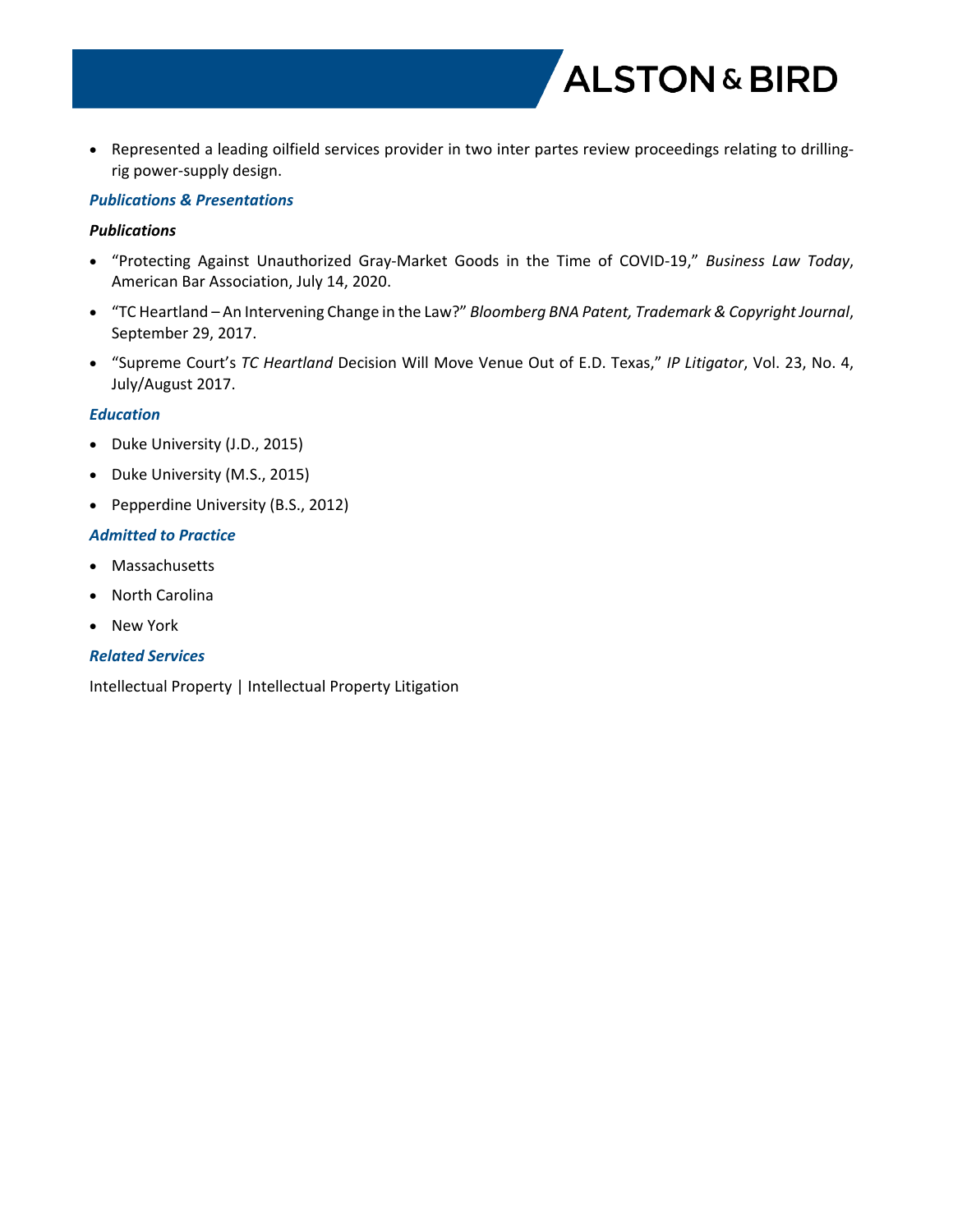- Represented a leading oilfield services provider in two inter partes review proceedings relating to drilling-rig power-supply design.

### *Publications & Presentations*

#### *Publications*

- "Protecting Against Unauthorized Gray-Market Goods in the Time of COVID-19," *Business Law Today*, American Bar Association, July 14, 2020.
- "TC Heartland – An Intervening Change in the Law?" *Bloomberg BNA Patent, Trademark & Copyright Journal*, September 29, 2017.
- "Supreme Court's *TC Heartland* Decision Will Move Venue Out of E.D. Texas," *IP Litigator*, Vol. 23, No. 4, July/August 2017.

### *Education*

- Duke University (J.D., 2015)
- Duke University (M.S., 2015)
- Pepperdine University (B.S., 2012)

### *Admitted to Practice*

- Massachusetts
- North Carolina
- New York

### *Related Services*

Intellectual Property | Intellectual Property Litigation